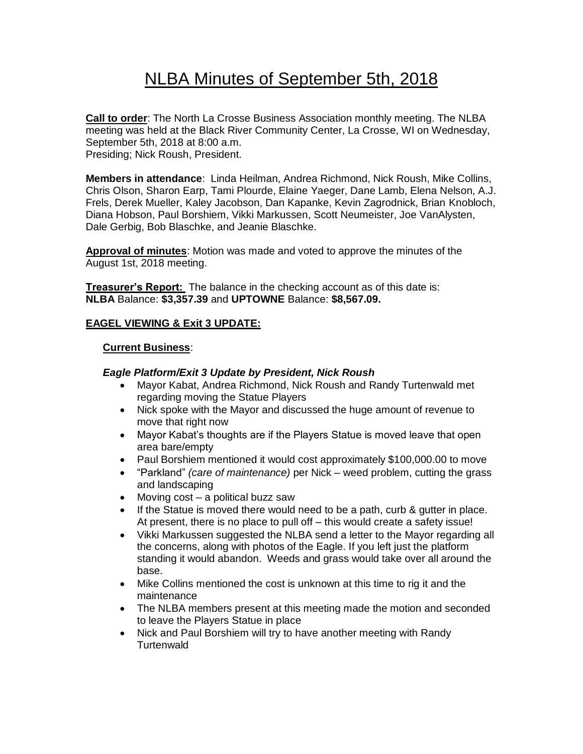# NLBA Minutes of September 5th, 2018

**Call to order**: The North La Crosse Business Association monthly meeting. The NLBA meeting was held at the Black River Community Center, La Crosse, WI on Wednesday, September 5th, 2018 at 8:00 a.m.
Presiding; Nick Roush, President.

**Members in attendance**: Linda Heilman, Andrea Richmond, Nick Roush, Mike Collins, Chris Olson, Sharon Earp, Tami Plourde, Elaine Yaeger, Dane Lamb, Elena Nelson, A.J. Frels, Derek Mueller, Kaley Jacobson, Dan Kapanke, Kevin Zagrodnick, Brian Knobloch, Diana Hobson, Paul Borshiem, Vikki Markussen, Scott Neumeister, Joe VanAlysten, Dale Gerbig, Bob Blaschke, and Jeanie Blaschke.

**Approval of minutes**: Motion was made and voted to approve the minutes of the August 1st, 2018 meeting.

**Treasurer's Report:** The balance in the checking account as of this date is:
**NLBA** Balance: **$3,357.39** and **UPTOWNE** Balance: **$8,567.09.**

**EAGEL VIEWING & Exit 3 UPDATE:**

**Current Business**:

***Eagle Platform/Exit 3 Update by President, Nick Roush***

- Mayor Kabat, Andrea Richmond, Nick Roush and Randy Turtenwald met regarding moving the Statue Players
- Nick spoke with the Mayor and discussed the huge amount of revenue to move that right now
- Mayor Kabat's thoughts are if the Players Statue is moved leave that open area bare/empty
- Paul Borshiem mentioned it would cost approximately $100,000.00 to move
- "Parkland" *(care of maintenance)* per Nick – weed problem, cutting the grass and landscaping
- Moving cost – a political buzz saw
- If the Statue is moved there would need to be a path, curb & gutter in place. At present, there is no place to pull off – this would create a safety issue!
- Vikki Markussen suggested the NLBA send a letter to the Mayor regarding all the concerns, along with photos of the Eagle. If you left just the platform standing it would abandon. Weeds and grass would take over all around the base.
- Mike Collins mentioned the cost is unknown at this time to rig it and the maintenance
- The NLBA members present at this meeting made the motion and seconded to leave the Players Statue in place
- Nick and Paul Borshiem will try to have another meeting with Randy Turtenwald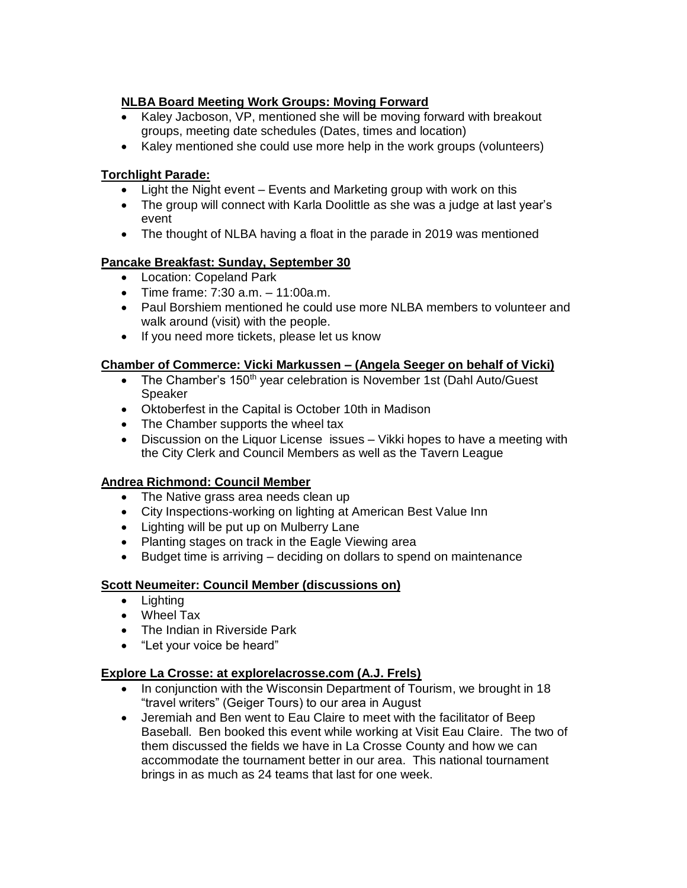**NLBA Board Meeting Work Groups: Moving Forward**

- Kaley Jacboson, VP, mentioned she will be moving forward with breakout groups, meeting date schedules (Dates, times and location)
- Kaley mentioned she could use more help in the work groups (volunteers)

**Torchlight Parade:**

- Light the Night event – Events and Marketing group with work on this
- The group will connect with Karla Doolittle as she was a judge at last year's event
- The thought of NLBA having a float in the parade in 2019 was mentioned

**Pancake Breakfast: Sunday, September 30**

- Location: Copeland Park
- Time frame: 7:30 a.m. – 11:00a.m.
- Paul Borshiem mentioned he could use more NLBA members to volunteer and walk around (visit) with the people.
- If you need more tickets, please let us know

**Chamber of Commerce: Vicki Markussen – (Angela Seeger on behalf of Vicki)**

- The Chamber's 150th year celebration is November 1st (Dahl Auto/Guest Speaker
- Oktoberfest in the Capital is October 10th in Madison
- The Chamber supports the wheel tax
- Discussion on the Liquor License issues – Vikki hopes to have a meeting with the City Clerk and Council Members as well as the Tavern League

**Andrea Richmond: Council Member**

- The Native grass area needs clean up
- City Inspections-working on lighting at American Best Value Inn
- Lighting will be put up on Mulberry Lane
- Planting stages on track in the Eagle Viewing area
- Budget time is arriving – deciding on dollars to spend on maintenance

**Scott Neumeiter: Council Member (discussions on)**

- Lighting
- Wheel Tax
- The Indian in Riverside Park
- "Let your voice be heard"

**Explore La Crosse: at explorelacrosse.com (A.J. Frels)**

- In conjunction with the Wisconsin Department of Tourism, we brought in 18 "travel writers" (Geiger Tours) to our area in August
- Jeremiah and Ben went to Eau Claire to meet with the facilitator of Beep Baseball. Ben booked this event while working at Visit Eau Claire. The two of them discussed the fields we have in La Crosse County and how we can accommodate the tournament better in our area. This national tournament brings in as much as 24 teams that last for one week.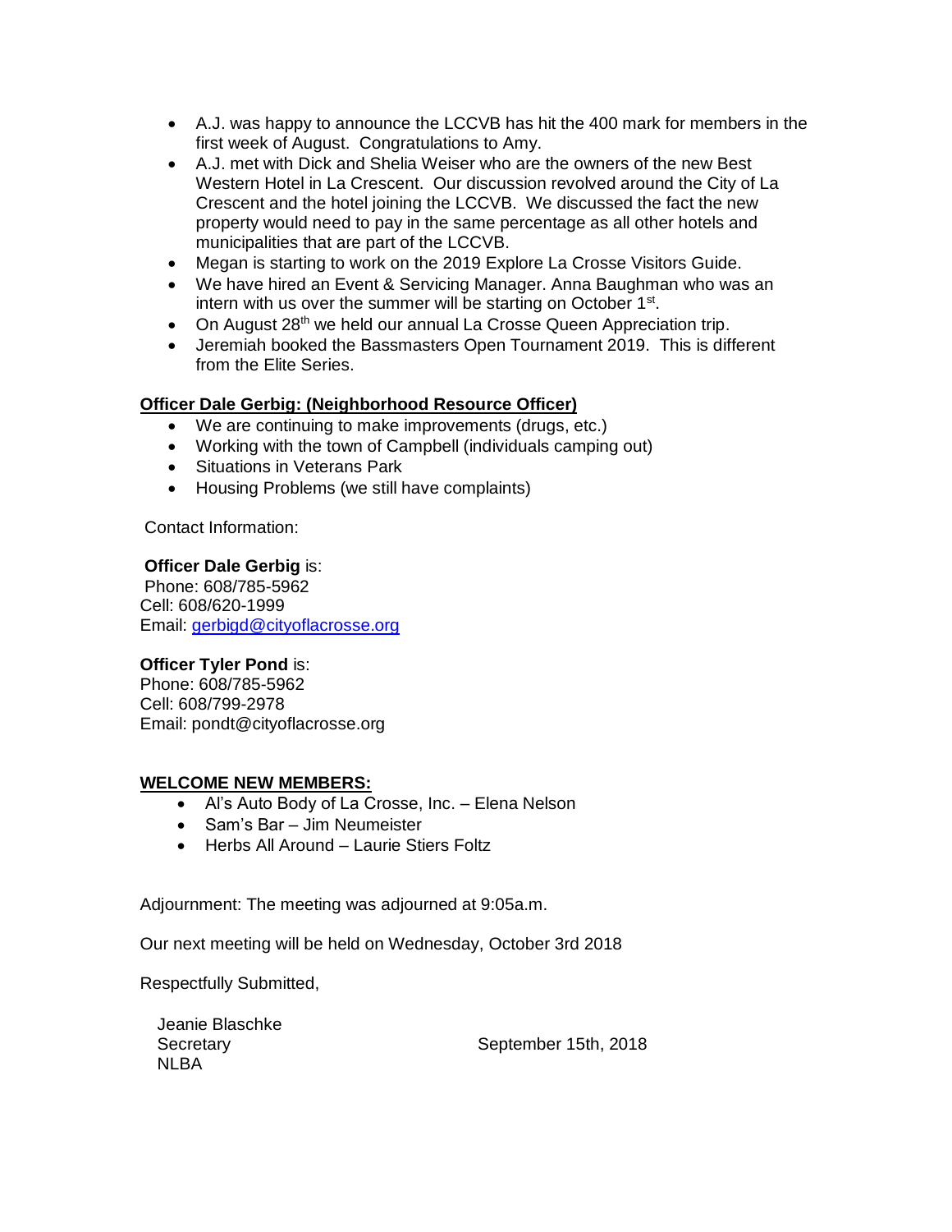- A.J. was happy to announce the LCCVB has hit the 400 mark for members in the first week of August. Congratulations to Amy.
- A.J. met with Dick and Shelia Weiser who are the owners of the new Best Western Hotel in La Crescent. Our discussion revolved around the City of La Crescent and the hotel joining the LCCVB. We discussed the fact the new property would need to pay in the same percentage as all other hotels and municipalities that are part of the LCCVB.
- Megan is starting to work on the 2019 Explore La Crosse Visitors Guide.
- We have hired an Event & Servicing Manager. Anna Baughman who was an intern with us over the summer will be starting on October 1st.
- On August 28th we held our annual La Crosse Queen Appreciation trip.
- Jeremiah booked the Bassmasters Open Tournament 2019. This is different from the Elite Series.

**Officer Dale Gerbig: (Neighborhood Resource Officer)**

- We are continuing to make improvements (drugs, etc.)
- Working with the town of Campbell (individuals camping out)
- Situations in Veterans Park
- Housing Problems (we still have complaints)

Contact Information:

**Officer Dale Gerbig** is:
Phone: 608/785-5962
Cell: 608/620-1999
Email: gerbigd@cityoflacrosse.org

**Officer Tyler Pond** is:
Phone: 608/785-5962
Cell: 608/799-2978
Email: pondt@cityoflacrosse.org

**WELCOME NEW MEMBERS:**

- Al's Auto Body of La Crosse, Inc. – Elena Nelson
- Sam's Bar – Jim Neumeister
- Herbs All Around – Laurie Stiers Foltz

Adjournment: The meeting was adjourned at 9:05a.m.

Our next meeting will be held on Wednesday, October 3rd 2018

Respectfully Submitted,

Jeanie Blaschke
Secretary
NLBA

September 15th, 2018